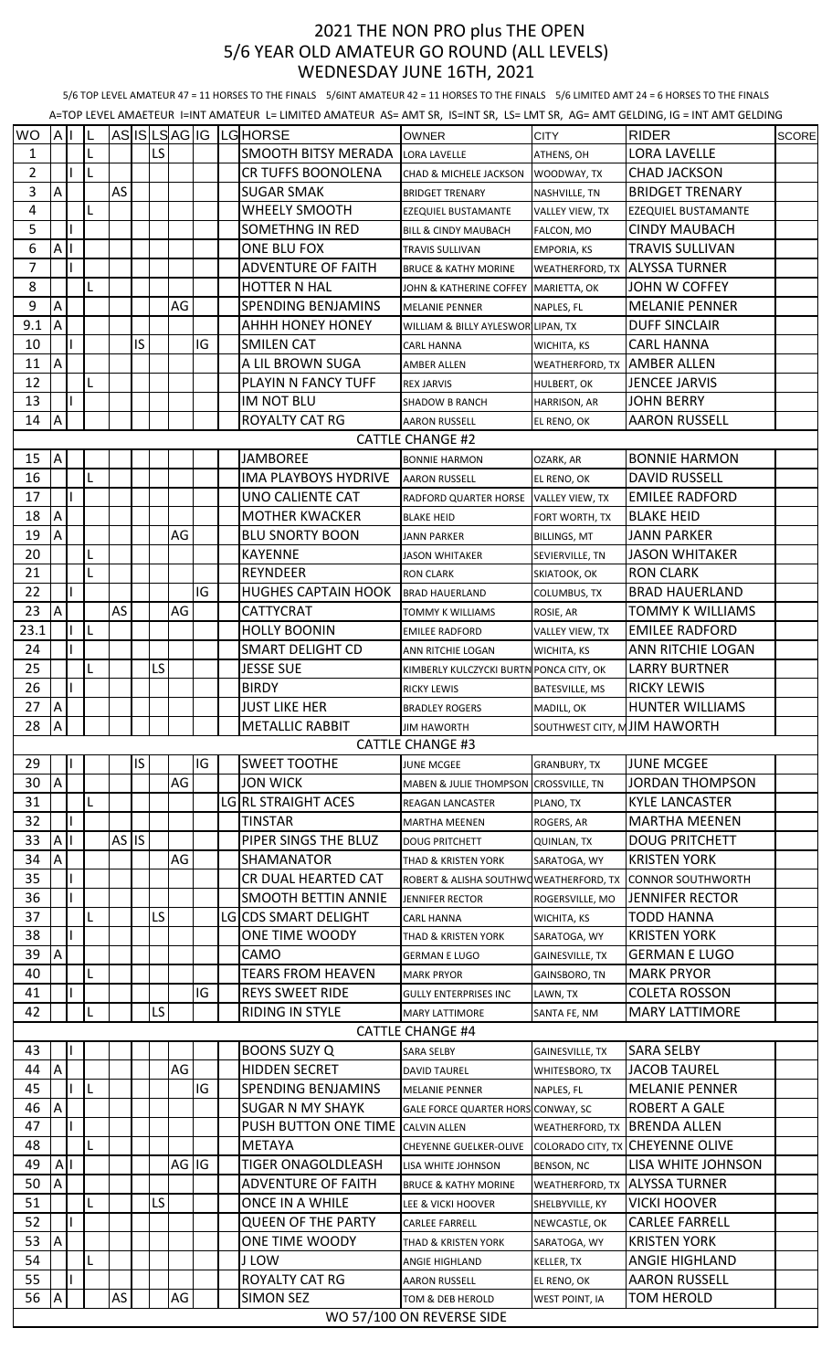# 2021 THE NON PRO plus THE OPEN
# 5/6 YEAR OLD AMATEUR GO ROUND (ALL LEVELS)
# WEDNESDAY JUNE 16TH, 2021

5/6 TOP LEVEL AMATEUR 47 = 11 HORSES TO THE FINALS 5/6INT AMATEUR 42 = 11 HORSES TO THE FINALS 5/6 LIMITED AMT 24 = 6 HORSES TO THE FINALS

A=TOP LEVEL AMAETEUR I=INT AMATEUR L= LIMITED AMATEUR AS= AMT SR, IS=INT SR, LS= LMT SR, AG= AMT GELDING, IG = INT AMT GELDING

| WO | A | I | L | AS | IS | LS | AG | IG | LG | HORSE | OWNER | CITY | RIDER | SCORE |
|---|---|---|---|---|---|---|---|---|---|---|---|---|---|---|
| 1 | | | L | | | LS | | | | SMOOTH BITSY MERADA | LORA LAVELLE | ATHENS, OH | LORA LAVELLE | |
| 2 | | I | L | | | | | | | CR TUFFS BOONOLENA | CHAD & MICHELE JACKSON | WOODWAY, TX | CHAD JACKSON | |
| 3 | A | | | AS | | | | | | SUGAR SMAK | BRIDGET TRENARY | NASHVILLE, TN | BRIDGET TRENARY | |
| 4 | | | L | | | | | | | WHEELY SMOOTH | EZEQUIEL BUSTAMANTE | VALLEY VIEW, TX | EZEQUIEL BUSTAMANTE | |
| 5 | | I | | | | | | | | SOMETHNG IN RED | BILL & CINDY MAUBACH | FALCON, MO | CINDY MAUBACH | |
| 6 | A | I | | | | | | | | ONE BLU FOX | TRAVIS SULLIVAN | EMPORIA, KS | TRAVIS SULLIVAN | |
| 7 | | I | | | | | | | | ADVENTURE OF FAITH | BRUCE & KATHY MORINE | WEATHERFORD, TX | ALYSSA TURNER | |
| 8 | | | L | | | | | | | HOTTER N HAL | JOHN & KATHERINE COFFEY | MARIETTA, OK | JOHN W COFFEY | |
| 9 | A | | | | | | AG | | | SPENDING BENJAMINS | MELANIE PENNER | NAPLES, FL | MELANIE PENNER | |
| 9.1 | A | | | | | | | | | AHHH HONEY HONEY | WILLIAM & BILLY AYLESWOR | LIPAN, TX | DUFF SINCLAIR | |
| 10 | | I | | | IS | | | IG | | SMILEN CAT | CARL HANNA | WICHITA, KS | CARL HANNA | |
| 11 | A | | | | | | | | | A LIL BROWN SUGA | AMBER ALLEN | WEATHERFORD, TX | AMBER ALLEN | |
| 12 | | | L | | | | | | | PLAYIN N FANCY TUFF | REX JARVIS | HULBERT, OK | JENCEE JARVIS | |
| 13 | | I | | | | | | | | IM NOT BLU | SHADOW B RANCH | HARRISON, AR | JOHN BERRY | |
| 14 | A | | | | | | | | | ROYALTY CAT RG | AARON RUSSELL | EL RENO, OK | AARON RUSSELL | |
| | | | | | | | | | | | CATTLE CHANGE #2 | | | |
| 15 | A | | | | | | | | | JAMBOREE | BONNIE HARMON | OZARK, AR | BONNIE HARMON | |
| 16 | | | L | | | | | | | IMA PLAYBOYS HYDRIVE | AARON RUSSELL | EL RENO, OK | DAVID RUSSELL | |
| 17 | | I | | | | | | | | UNO CALIENTE CAT | RADFORD QUARTER HORSE | VALLEY VIEW, TX | EMILEE RADFORD | |
| 18 | A | | | | | | | | | MOTHER KWACKER | BLAKE HEID | FORT WORTH, TX | BLAKE HEID | |
| 19 | A | | | | | | AG | | | BLU SNORTY BOON | JANN PARKER | BILLINGS, MT | JANN PARKER | |
| 20 | | | L | | | | | | | KAYENNE | JASON WHITAKER | SEVIERVILLE, TN | JASON WHITAKER | |
| 21 | | | L | | | | | | | REYNDEER | RON CLARK | SKIATOOK, OK | RON CLARK | |
| 22 | | I | | | | | | IG | | HUGHES CAPTAIN HOOK | BRAD HAUERLAND | COLUMBUS, TX | BRAD HAUERLAND | |
| 23 | A | | | AS | | | AG | | | CATTYCRAT | TOMMY K WILLIAMS | ROSIE, AR | TOMMY K WILLIAMS | |
| 23.1 | | I | L | | | | | | | HOLLY BOONIN | EMILEE RADFORD | VALLEY VIEW, TX | EMILEE RADFORD | |
| 24 | | I | | | | | | | | SMART DELIGHT CD | ANN RITCHIE LOGAN | WICHITA, KS | ANN RITCHIE LOGAN | |
| 25 | | | L | | | LS | | | | JESSE SUE | KIMBERLY KULCZYCKI BURTN | PONCA CITY, OK | LARRY BURTNER | |
| 26 | | I | | | | | | | | BIRDY | RICKY LEWIS | BATESVILLE, MS | RICKY LEWIS | |
| 27 | A | | | | | | | | | JUST LIKE HER | BRADLEY ROGERS | MADILL, OK | HUNTER WILLIAMS | |
| 28 | A | | | | | | | | | METALLIC RABBIT | JIM HAWORTH | SOUTHWEST CITY, M | JIM HAWORTH | |
| | | | | | | | | | | | CATTLE CHANGE #3 | | | |
| 29 | | I | | | IS | | | IG | | SWEET TOOTHE | JUNE MCGEE | GRANBURY, TX | JUNE MCGEE | |
| 30 | A | | | | | | AG | | | JON WICK | MABEN & JULIE THOMPSON | CROSSVILLE, TN | JORDAN THOMPSON | |
| 31 | | | L | | | | | | LG | RL STRAIGHT ACES | REAGAN LANCASTER | PLANO, TX | KYLE LANCASTER | |
| 32 | | I | | | | | | | | TINSTAR | MARTHA MEENEN | ROGERS, AR | MARTHA MEENEN | |
| 33 | A | I | | AS | IS | | | | | PIPER SINGS THE BLUZ | DOUG PRITCHETT | QUINLAN, TX | DOUG PRITCHETT | |
| 34 | A | | | | | | AG | | | SHAMANATOR | THAD & KRISTEN YORK | SARATOGA, WY | KRISTEN YORK | |
| 35 | | I | | | | | | | | CR DUAL HEARTED CAT | ROBERT & ALISHA SOUTHWO | WEATHERFORD, TX | CONNOR SOUTHWORTH | |
| 36 | | I | | | | | | | | SMOOTH BETTIN ANNIE | JENNIFER RECTOR | ROGERSVILLE, MO | JENNIFER RECTOR | |
| 37 | | | L | | | LS | | | LG | CDS SMART DELIGHT | CARL HANNA | WICHITA, KS | TODD HANNA | |
| 38 | | I | | | | | | | | ONE TIME WOODY | THAD & KRISTEN YORK | SARATOGA, WY | KRISTEN YORK | |
| 39 | A | | | | | | | | | CAMO | GERMAN E LUGO | GAINESVILLE, TX | GERMAN E LUGO | |
| 40 | | | L | | | | | | | TEARS FROM HEAVEN | MARK PRYOR | GAINSBORO, TN | MARK PRYOR | |
| 41 | | I | | | | | | IG | | REYS SWEET RIDE | GULLY ENTERPRISES INC | LAWN, TX | COLETA ROSSON | |
| 42 | | | L | | | LS | | | | RIDING IN STYLE | MARY LATTIMORE | SANTA FE, NM | MARY LATTIMORE | |
| | | | | | | | | | | | CATTLE CHANGE #4 | | | |
| 43 | | I | | | | | | | | BOONS SUZY Q | SARA SELBY | GAINESVILLE, TX | SARA SELBY | |
| 44 | A | | | | | | AG | | | HIDDEN SECRET | DAVID TAUREL | WHITESBORO, TX | JACOB TAUREL | |
| 45 | | I | L | | | | | IG | | SPENDING BENJAMINS | MELANIE PENNER | NAPLES, FL | MELANIE PENNER | |
| 46 | A | | | | | | | | | SUGAR N MY SHAYK | GALE FORCE QUARTER HORS | CONWAY, SC | ROBERT A GALE | |
| 47 | | I | | | | | | | | PUSH BUTTON ONE TIME | CALVIN ALLEN | WEATHERFORD, TX | BRENDA ALLEN | |
| 48 | | | L | | | | | | | METAYA | CHEYENNE GUELKER-OLIVE | COLORADO CITY, TX | CHEYENNE OLIVE | |
| 49 | A | I | | | | | AG | IG | | TIGER ONAGOLDLEASH | LISA WHITE JOHNSON | BENSON, NC | LISA WHITE JOHNSON | |
| 50 | A | | | | | | | | | ADVENTURE OF FAITH | BRUCE & KATHY MORINE | WEATHERFORD, TX | ALYSSA TURNER | |
| 51 | | | L | | | LS | | | | ONCE IN A WHILE | LEE & VICKI HOOVER | SHELBYVILLE, KY | VICKI HOOVER | |
| 52 | | I | | | | | | | | QUEEN OF THE PARTY | CARLEE FARRELL | NEWCASTLE, OK | CARLEE FARRELL | |
| 53 | A | | | | | | | | | ONE TIME WOODY | THAD & KRISTEN YORK | SARATOGA, WY | KRISTEN YORK | |
| 54 | | | L | | | | | | | J LOW | ANGIE HIGHLAND | KELLER, TX | ANGIE HIGHLAND | |
| 55 | | I | | | | | | | | ROYALTY CAT RG | AARON RUSSELL | EL RENO, OK | AARON RUSSELL | |
| 56 | A | | | AS | | | AG | | | SIMON SEZ | TOM & DEB HEROLD | WEST POINT, IA | TOM HEROLD | |

WO 57/100 ON REVERSE SIDE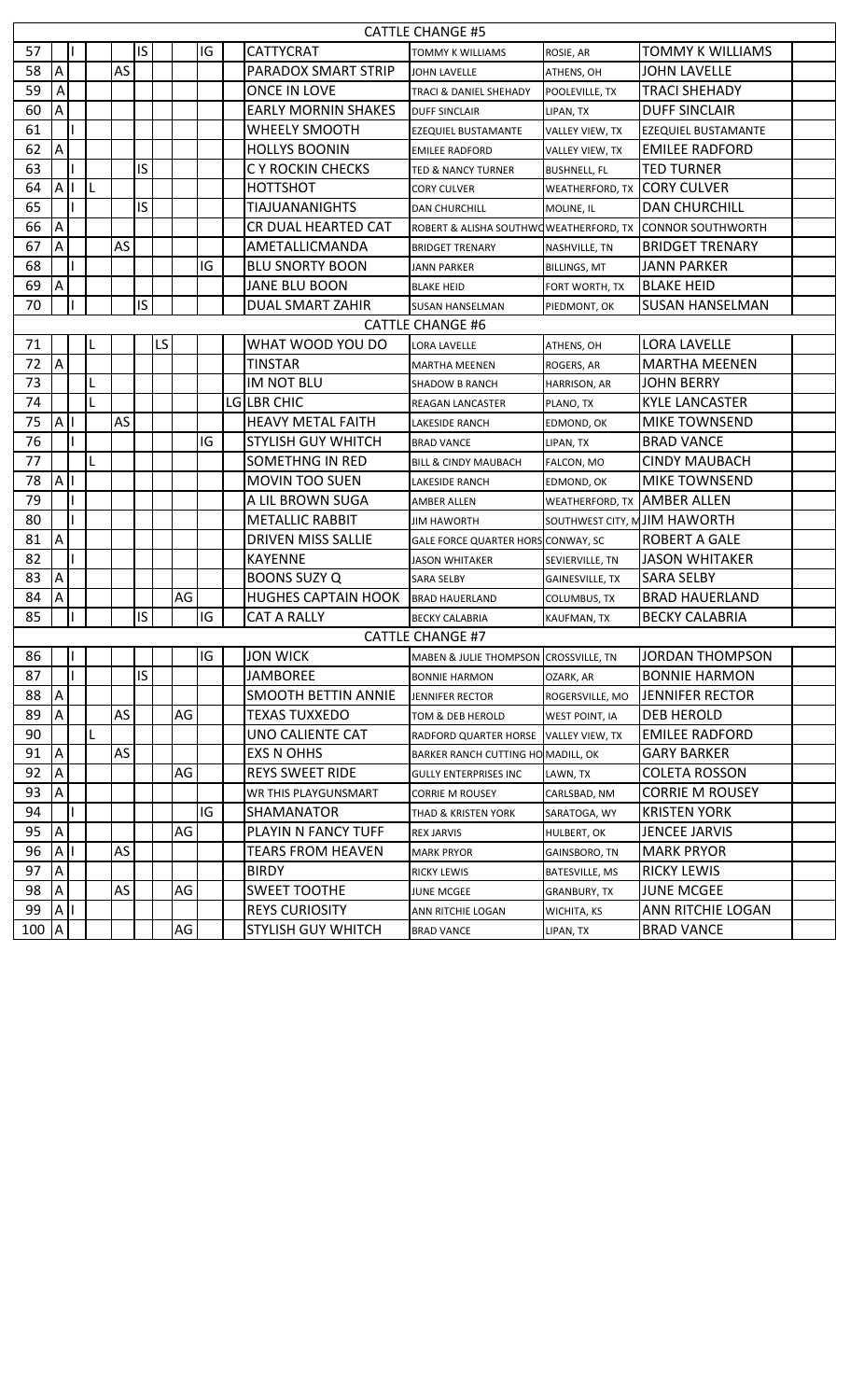| | | | | | | | | | | | | | | |
|---|---|---|---|---|---|---|---|---|---|---|---|---|---|---|
| **CATTLE CHANGE #5** | | | | | | | | | | | | | | |
| 57 | | I | | | IS | | | IG | | CATTYCRAT | TOMMY K WILLIAMS | ROSIE, AR | TOMMY K WILLIAMS | |
| 58 | A | | | AS | | | | | | PARADOX SMART STRIP | JOHN LAVELLE | ATHENS, OH | JOHN LAVELLE | |
| 59 | A | | | | | | | | | ONCE IN LOVE | TRACI & DANIEL SHEHADY | POOLEVILLE, TX | TRACI SHEHADY | |
| 60 | A | | | | | | | | | EARLY MORNIN SHAKES | DUFF SINCLAIR | LIPAN, TX | DUFF SINCLAIR | |
| 61 | | I | | | | | | | | WHEELY SMOOTH | EZEQUIEL BUSTAMANTE | VALLEY VIEW, TX | EZEQUIEL BUSTAMANTE | |
| 62 | A | | | | | | | | | HOLLYS BOONIN | EMILEE RADFORD | VALLEY VIEW, TX | EMILEE RADFORD | |
| 63 | | I | | | IS | | | | | C Y ROCKIN CHECKS | TED & NANCY TURNER | BUSHNELL, FL | TED TURNER | |
| 64 | A | I | L | | | | | | | HOTTSHOT | CORY CULVER | WEATHERFORD, TX | CORY CULVER | |
| 65 | | I | | | IS | | | | | TIAJUANANIGHTS | DAN CHURCHILL | MOLINE, IL | DAN CHURCHILL | |
| 66 | A | | | | | | | | | CR DUAL HEARTED CAT | ROBERT & ALISHA SOUTHWO | WEATHERFORD, TX | CONNOR SOUTHWORTH | |
| 67 | A | | | AS | | | | | | AMETALLICMANDA | BRIDGET TRENARY | NASHVILLE, TN | BRIDGET TRENARY | |
| 68 | | I | | | | | | IG | | BLU SNORTY BOON | JANN PARKER | BILLINGS, MT | JANN PARKER | |
| 69 | A | | | | | | | | | JANE BLU BOON | BLAKE HEID | FORT WORTH, TX | BLAKE HEID | |
| 70 | | I | | | IS | | | | | DUAL SMART ZAHIR | SUSAN HANSELMAN | PIEDMONT, OK | SUSAN HANSELMAN | |
| **CATTLE CHANGE #6** | | | | | | | | | | | | | | |
| 71 | | | L | | | LS | | | | WHAT WOOD YOU DO | LORA LAVELLE | ATHENS, OH | LORA LAVELLE | |
| 72 | A | | | | | | | | | TINSTAR | MARTHA MEENEN | ROGERS, AR | MARTHA MEENEN | |
| 73 | | | L | | | | | | | IM NOT BLU | SHADOW B RANCH | HARRISON, AR | JOHN BERRY | |
| 74 | | | L | | | | | | LG | LBR CHIC | REAGAN LANCASTER | PLANO, TX | KYLE LANCASTER | |
| 75 | A | I | | AS | | | | | | HEAVY METAL FAITH | LAKESIDE RANCH | EDMOND, OK | MIKE TOWNSEND | |
| 76 | | I | | | | | | IG | | STYLISH GUY WHITCH | BRAD VANCE | LIPAN, TX | BRAD VANCE | |
| 77 | | | L | | | | | | | SOMETHNG IN RED | BILL & CINDY MAUBACH | FALCON, MO | CINDY MAUBACH | |
| 78 | A | I | | | | | | | | MOVIN TOO SUEN | LAKESIDE RANCH | EDMOND, OK | MIKE TOWNSEND | |
| 79 | | I | | | | | | | | A LIL BROWN SUGA | AMBER ALLEN | WEATHERFORD, TX | AMBER ALLEN | |
| 80 | | I | | | | | | | | METALLIC RABBIT | JIM HAWORTH | SOUTHWEST CITY, M | JIM HAWORTH | |
| 81 | A | | | | | | | | | DRIVEN MISS SALLIE | GALE FORCE QUARTER HORS | CONWAY, SC | ROBERT A GALE | |
| 82 | | I | | | | | | | | KAYENNE | JASON WHITAKER | SEVIERVILLE, TN | JASON WHITAKER | |
| 83 | A | | | | | | | | | BOONS SUZY Q | SARA SELBY | GAINESVILLE, TX | SARA SELBY | |
| 84 | A | | | | | | AG | | | HUGHES CAPTAIN HOOK | BRAD HAUERLAND | COLUMBUS, TX | BRAD HAUERLAND | |
| 85 | | I | | | IS | | | IG | | CAT A RALLY | BECKY CALABRIA | KAUFMAN, TX | BECKY CALABRIA | |
| **CATTLE CHANGE #7** | | | | | | | | | | | | | | |
| 86 | | I | | | | | | IG | | JON WICK | MABEN & JULIE THOMPSON | CROSSVILLE, TN | JORDAN THOMPSON | |
| 87 | | I | | | IS | | | | | JAMBOREE | BONNIE HARMON | OZARK, AR | BONNIE HARMON | |
| 88 | A | | | | | | | | | SMOOTH BETTIN ANNIE | JENNIFER RECTOR | ROGERSVILLE, MO | JENNIFER RECTOR | |
| 89 | A | | | AS | | | AG | | | TEXAS TUXXEDO | TOM & DEB HEROLD | WEST POINT, IA | DEB HEROLD | |
| 90 | | | L | | | | | | | UNO CALIENTE CAT | RADFORD QUARTER HORSE | VALLEY VIEW, TX | EMILEE RADFORD | |
| 91 | A | | | AS | | | | | | EXS N OHHS | BARKER RANCH CUTTING HO | MADILL, OK | GARY BARKER | |
| 92 | A | | | | | | AG | | | REYS SWEET RIDE | GULLY ENTERPRISES INC | LAWN, TX | COLETA ROSSON | |
| 93 | A | | | | | | | | | WR THIS PLAYGUNSMART | CORRIE M ROUSEY | CARLSBAD, NM | CORRIE M ROUSEY | |
| 94 | | I | | | | | | IG | | SHAMANATOR | THAD & KRISTEN YORK | SARATOGA, WY | KRISTEN YORK | |
| 95 | A | | | | | | AG | | | PLAYIN N FANCY TUFF | REX JARVIS | HULBERT, OK | JENCEE JARVIS | |
| 96 | A | I | | AS | | | | | | TEARS FROM HEAVEN | MARK PRYOR | GAINSBORO, TN | MARK PRYOR | |
| 97 | A | | | | | | | | | BIRDY | RICKY LEWIS | BATESVILLE, MS | RICKY LEWIS | |
| 98 | A | | | AS | | | AG | | | SWEET TOOTHE | JUNE MCGEE | GRANBURY, TX | JUNE MCGEE | |
| 99 | A | I | | | | | | | | REYS CURIOSITY | ANN RITCHIE LOGAN | WICHITA, KS | ANN RITCHIE LOGAN | |
| 100 | A | | | | | | AG | | | STYLISH GUY WHITCH | BRAD VANCE | LIPAN, TX | BRAD VANCE | |